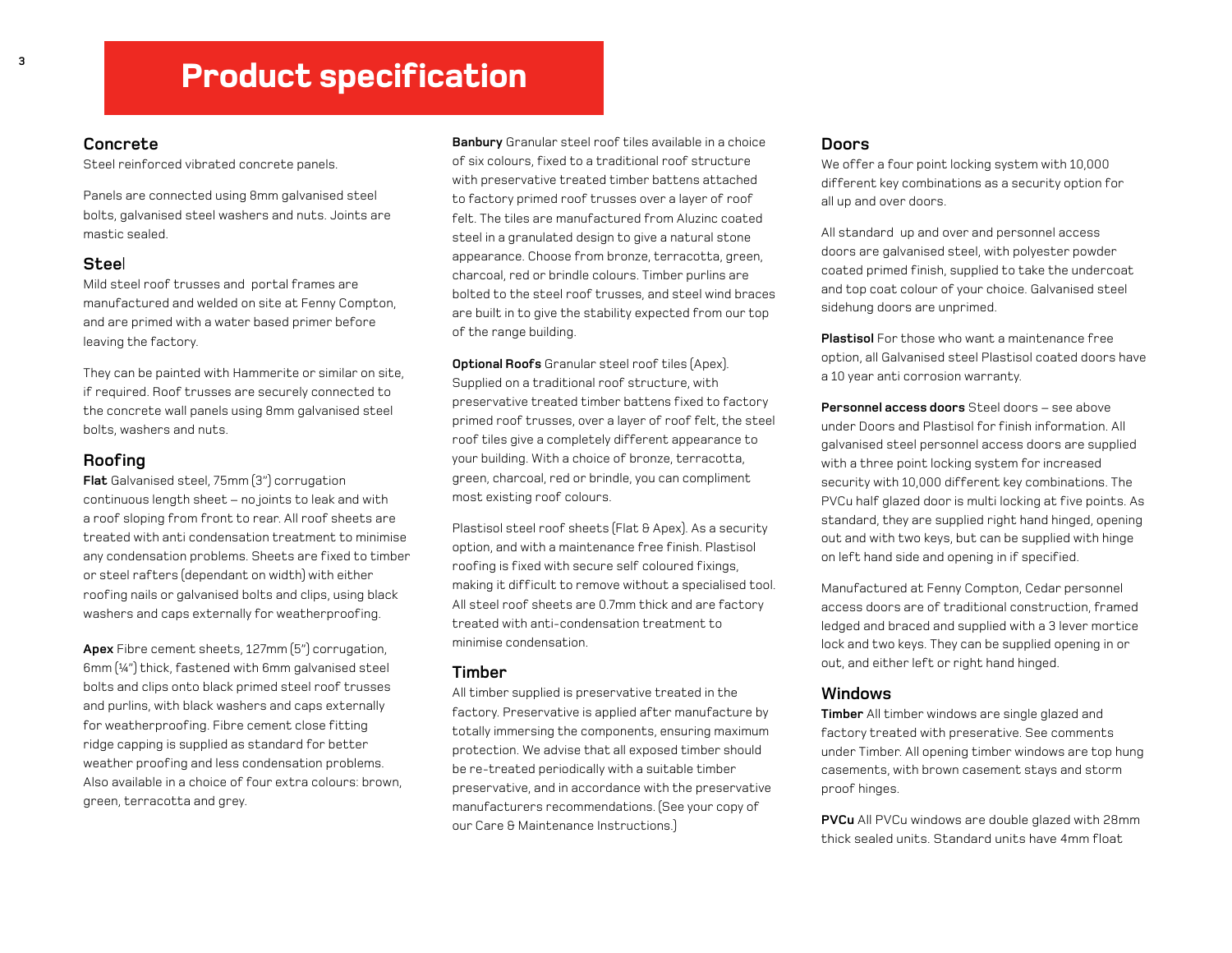# Product specification

## Concrete

Steel reinforced vibrated concrete panels.

Panels are connected using 8mm galvanised steel bolts, galvanised steel washers and nuts. Joints are mastic sealed.

## Steel

Mild steel roof trusses and portal frames are manufactured and welded on site at Fenny Compton, and are primed with a water based primer before leaving the factory.

They can be painted with Hammerite or similar on site, if required. Roof trusses are securely connected to the concrete wall panels using 8mm galvanised steel bolts, washers and nuts.

## Roofing

**Flat** Galvanised steel, 75mm (3") corrugation continuous length sheet – no joints to leak and with a roof sloping from front to rear. All roof sheets are treated with anti condensation treatment to minimise any condensation problems. Sheets are fixed to timber or steel rafters (dependant on width) with either roofing nails or galvanised bolts and clips, using black washers and caps externally for weatherproofing.

**Apex** Fibre cement sheets, 127mm (5") corrugation, 6mm (¼") thick, fastened with 6mm galvanised steel bolts and clips onto black primed steel roof trusses and purlins, with black washers and caps externally for weatherproofing. Fibre cement close fitting ridge capping is supplied as standard for better weather proofing and less condensation problems. Also available in a choice of four extra colours: brown, green, terracotta and grey.

**Banbury** Granular steel roof tiles available in a choice of six colours, fixed to a traditional roof structure with preservative treated timber battens attached to factory primed roof trusses over a layer of roof felt. The tiles are manufactured from Aluzinc coated steel in a granulated design to give a natural stone appearance. Choose from bronze, terracotta, green, charcoal, red or brindle colours. Timber purlins are bolted to the steel roof trusses, and steel wind braces are built in to give the stability expected from our top of the range building.

**Optional Roofs** Granular steel roof tiles (Apex). Supplied on a traditional roof structure, with preservative treated timber battens fixed to factory primed roof trusses, over a layer of roof felt, the steel roof tiles give a completely different appearance to your building. With a choice of bronze, terracotta, green, charcoal, red or brindle, you can compliment most existing roof colours.

Plastisol steel roof sheets (Flat & Apex). As a security option, and with a maintenance free finish. Plastisol roofing is fixed with secure self coloured fixings, making it difficult to remove without a specialised tool. All steel roof sheets are 0.7mm thick and are factory treated with anti-condensation treatment to minimise condensation.

## Timber

All timber supplied is preservative treated in the factory. Preservative is applied after manufacture by totally immersing the components, ensuring maximum protection. We advise that all exposed timber should be re-treated periodically with a suitable timber preservative, and in accordance with the preservative manufacturers recommendations. (See your copy of our Care & Maintenance Instructions.)

## Doors

We offer a four point locking system with 10,000 different key combinations as a security option for all up and over doors.

All standard up and over and personnel access doors are galvanised steel, with polyester powder coated primed finish, supplied to take the undercoat and top coat colour of your choice. Galvanised steel sidehung doors are unprimed.

**Plastisol** For those who want a maintenance free option, all Galvanised steel Plastisol coated doors have a 10 year anti corrosion warranty.

**Personnel access doors** Steel doors – see above under Doors and Plastisol for finish information. All galvanised steel personnel access doors are supplied with a three point locking system for increased security with 10,000 different key combinations. The PVCu half glazed door is multi locking at five points. As standard, they are supplied right hand hinged, opening out and with two keys, but can be supplied with hinge on left hand side and opening in if specified.

Manufactured at Fenny Compton, Cedar personnel access doors are of traditional construction, framed ledged and braced and supplied with a 3 lever mortice lock and two keys. They can be supplied opening in or out, and either left or right hand hinged.

## Windows

**Timber** All timber windows are single glazed and factory treated with preservative. See comments under Timber. All opening timber windows are top hung casements, with brown casement stays and storm proof hinges.

**PVCu** All PVCu windows are double glazed with 28mm thick sealed units. Standard units have 4mm float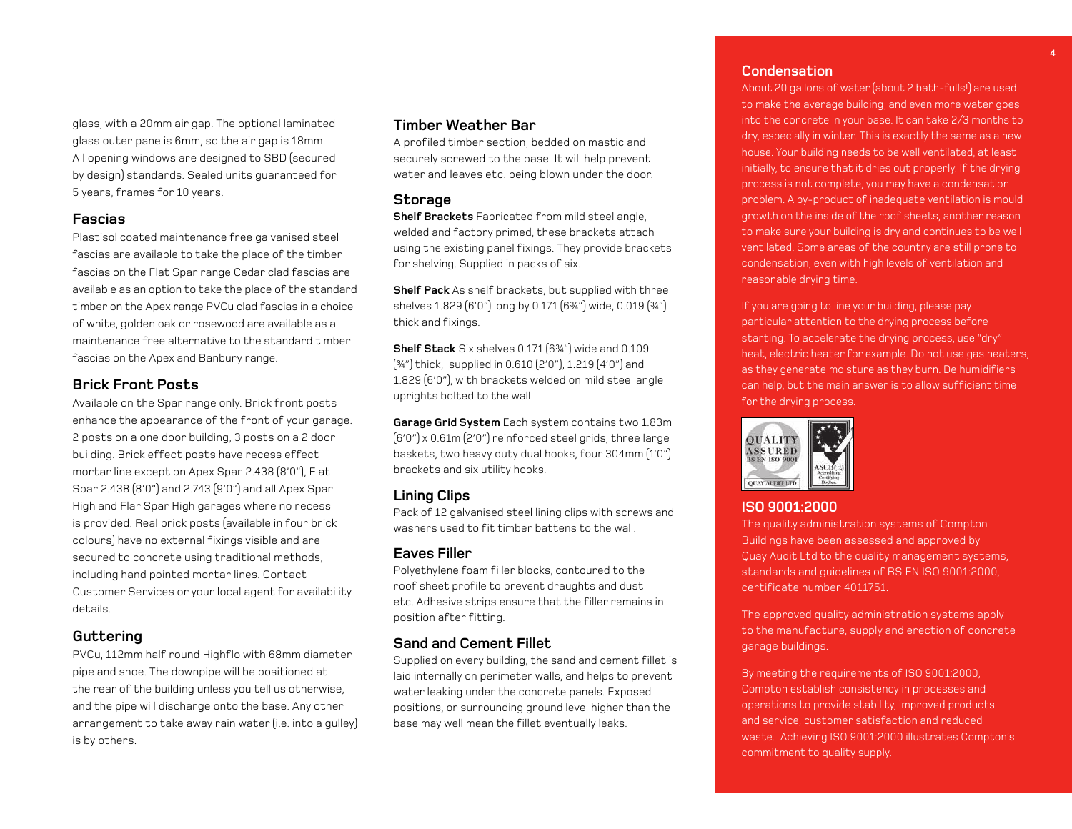glass, with a 20mm air gap. The optional laminated glass outer pane is 6mm, so the air gap is 18mm. All opening windows are designed to SBD (secured by design) standards. Sealed units guaranteed for 5 years, frames for 10 years.

## Fascias

Plastisol coated maintenance free galvanised steel fascias are available to take the place of the timber fascias on the Flat Spar range Cedar clad fascias are available as an option to take the place of the standard timber on the Apex range PVCu clad fascias in a choice of white, golden oak or rosewood are available as a maintenance free alternative to the standard timber fascias on the Apex and Banbury range.

## Brick Front Posts

Available on the Spar range only. Brick front posts enhance the appearance of the front of your garage. 2 posts on a one door building, 3 posts on a 2 door building. Brick effect posts have recess effect mortar line except on Apex Spar 2.438 (8'0"), Flat Spar 2.438 (8'0") and 2.743 (9'0") and all Apex Spar High and Flar Spar High garages where no recess is provided. Real brick posts (available in four brick colours) have no external fixings visible and are secured to concrete using traditional methods, including hand pointed mortar lines. Contact Customer Services or your local agent for availability details.

## Guttering

PVCu, 112mm half round Highflo with 68mm diameter pipe and shoe. The downpipe will be positioned at the rear of the building unless you tell us otherwise, and the pipe will discharge onto the base. Any other arrangement to take away rain water (i.e. into a gulley) is by others.

## Timber Weather Bar

A profiled timber section, bedded on mastic and securely screwed to the base. It will help prevent water and leaves etc. being blown under the door.

## Storage

**Shelf Brackets** Fabricated from mild steel angle, welded and factory primed, these brackets attach using the existing panel fixings. They provide brackets for shelving. Supplied in packs of six.

**Shelf Pack** As shelf brackets, but supplied with three shelves 1.829 (6'0") long by 0.171 (6¾") wide, 0.019 (¾") thick and fixings.

**Shelf Stack** Six shelves 0.171 (6¾") wide and 0.109 (¾") thick, supplied in 0.610 (2'0"), 1.219 (4'0") and 1.829 (6'0"), with brackets welded on mild steel angle uprights bolted to the wall.

**Garage Grid System** Each system contains two 1.83m (6'0") x 0.61m (2'0") reinforced steel grids, three large baskets, two heavy duty dual hooks, four 304mm (1'0") brackets and six utility hooks.

## Lining Clips

Pack of 12 galvanised steel lining clips with screws and washers used to fit timber battens to the wall.

## Eaves Filler

Polyethylene foam filler blocks, contoured to the roof sheet profile to prevent draughts and dust etc. Adhesive strips ensure that the filler remains in position after fitting.

## Sand and Cement Fillet

Supplied on every building, the sand and cement fillet is laid internally on perimeter walls, and helps to prevent water leaking under the concrete panels. Exposed positions, or surrounding ground level higher than the base may well mean the fillet eventually leaks.

## Condensation

About 20 gallons of water (about 2 bath-fulls!) are used to make the average building, and even more water goes into the concrete in your base. It can take 2/3 months to dry, especially in winter. This is exactly the same as a new house. Your building needs to be well ventilated, at least initially, to ensure that it dries out properly. If the drying process is not complete, you may have a condensation problem. A by-product of inadequate ventilation is mould growth on the inside of the roof sheets, another reason to make sure your building is dry and continues to be well ventilated. Some areas of the country are still prone to condensation, even with high levels of ventilation and reasonable drying time.

If you are going to line your building, please pay particular attention to the drying process before starting. To accelerate the drying process, use "dry" heat, electric heater for example. Do not use gas heaters, as they generate moisture as they burn. De humidifiers can help, but the main answer is to allow sufficient time for the drying process.

## ISO 9001:2000

The quality administration systems of Compton Buildings have been assessed and approved by Quay Audit Ltd to the quality management systems, standards and guidelines of BS EN ISO 9001:2000, certificate number 4011751.

The approved quality administration systems apply to the manufacture, supply and erection of concrete garage buildings.

By meeting the requirements of ISO 9001:2000, Compton establish consistency in processes and operations to provide stability, improved products and service, customer satisfaction and reduced waste. Achieving ISO 9001:2000 illustrates Compton's commitment to quality supply.